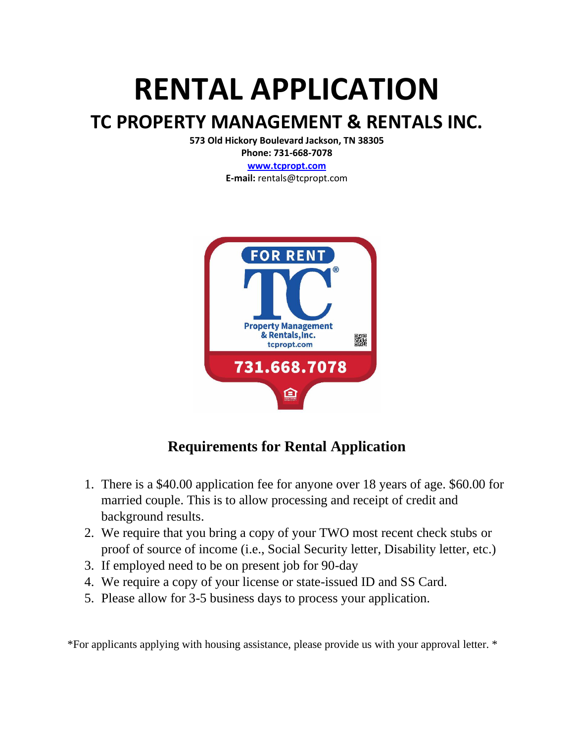# RENTAL APPLICATION

## TC PROPERTY MANAGEMENT & RENTALS INC.

**573 Old Hickory Boulevard Jackson, TN 38305**
**Phone: 731-668-7078**
**[www.tcpropt.com](http://www.tcpropt.com)**
**E-mail:** rentals@tcpropt.com

### Requirements for Rental Application

1. There is a $40.00 application fee for anyone over 18 years of age. $60.00 for married couple. This is to allow processing and receipt of credit and background results.
2. We require that you bring a copy of your TWO most recent check stubs or proof of source of income (i.e., Social Security letter, Disability letter, etc.)
3. If employed need to be on present job for 90-day
4. We require a copy of your license or state-issued ID and SS Card.
5. Please allow for 3-5 business days to process your application.

*For applicants applying with housing assistance, please provide us with your approval letter. *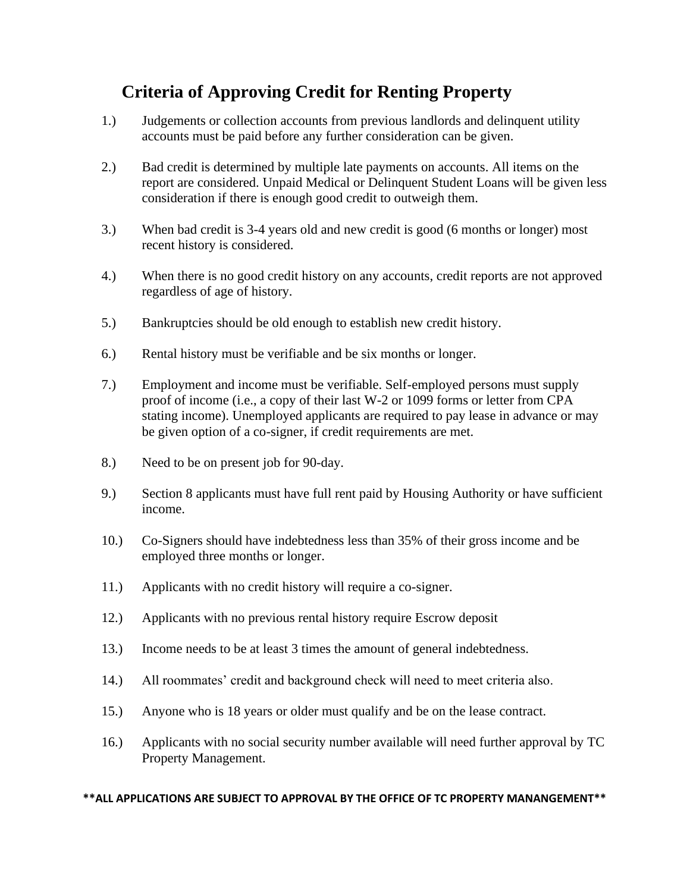# Criteria of Approving Credit for Renting Property

1.) Judgements or collection accounts from previous landlords and delinquent utility accounts must be paid before any further consideration can be given.

2.) Bad credit is determined by multiple late payments on accounts. All items on the report are considered. Unpaid Medical or Delinquent Student Loans will be given less consideration if there is enough good credit to outweigh them.

3.) When bad credit is 3-4 years old and new credit is good (6 months or longer) most recent history is considered.

4.) When there is no good credit history on any accounts, credit reports are not approved regardless of age of history.

5.) Bankruptcies should be old enough to establish new credit history.

6.) Rental history must be verifiable and be six months or longer.

7.) Employment and income must be verifiable. Self-employed persons must supply proof of income (i.e., a copy of their last W-2 or 1099 forms or letter from CPA stating income). Unemployed applicants are required to pay lease in advance or may be given option of a co-signer, if credit requirements are met.

8.) Need to be on present job for 90-day.

9.) Section 8 applicants must have full rent paid by Housing Authority or have sufficient income.

10.) Co-Signers should have indebtedness less than 35% of their gross income and be employed three months or longer.

11.) Applicants with no credit history will require a co-signer.

12.) Applicants with no previous rental history require Escrow deposit

13.) Income needs to be at least 3 times the amount of general indebtedness.

14.) All roommates' credit and background check will need to meet criteria also.

15.) Anyone who is 18 years or older must qualify and be on the lease contract.

16.) Applicants with no social security number available will need further approval by TC Property Management.

**\*\*ALL APPLICATIONS ARE SUBJECT TO APPROVAL BY THE OFFICE OF TC PROPERTY MANANGEMENT\*\***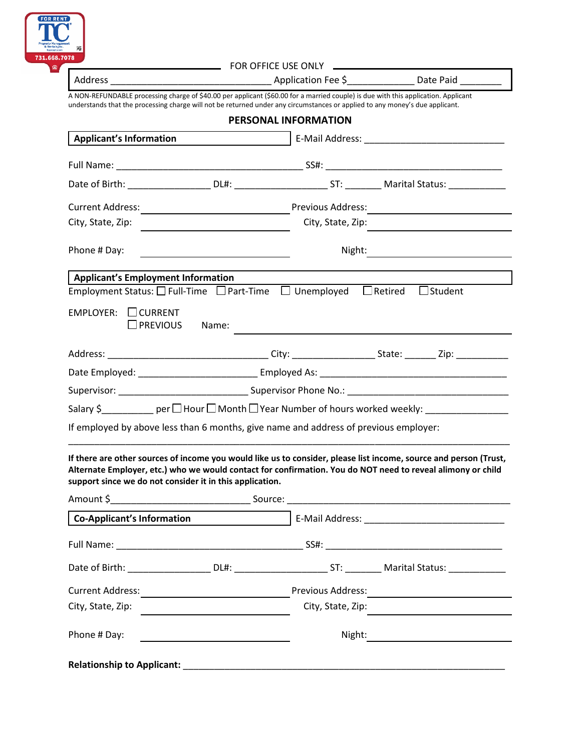FOR OFFICE USE ONLY

Address _______________________________ Application Fee $_____________ Date Paid ________

A NON-REFUNDABLE processing charge of $40.00 per applicant ($60.00 for a married couple) is due with this application. Applicant understands that the processing charge will not be returned under any circumstances or applied to any money's due applicant.

## PERSONAL INFORMATION

**Applicant's Information** E-Mail Address: ___________________________

Full Name: ____________________________________ SS#: __________________________________

Date of Birth: ________________ DL#: __________________ ST: _______ Marital Status: ___________

Current Address: ____________________________ Previous Address: ____________________________

City, State, Zip: ____________________________ City, State, Zip: ____________________________

Phone # Day: ____________________________ Night: ____________________________

**Applicant's Employment Information**

Employment Status: ☐ Full-Time ☐ Part-Time ☐ Unemployed ☐ Retired ☐ Student

EMPLOYER: ☐ CURRENT
☐ PREVIOUS Name: ________________________________________________

Address: _______________________________ City: ________________ State: ______ Zip: __________

Date Employed: _______________________ Employed As: ____________________________________

Supervisor: ________________________ Supervisor Phone No.: ______________________________

Salary $__________ per ☐ Hour ☐ Month ☐ Year Number of hours worked weekly: _______________

If employed by above less than 6 months, give name and address of previous employer:

_____________________________________________________________________________________

**If there are other sources of income you would like us to consider, please list income, source and person (Trust, Alternate Employer, etc.) who we would contact for confirmation. You do NOT need to reveal alimony or child support since we do not consider it in this application.**

Amount $_________________________ Source: ___________________________________________

**Co-Applicant's Information** E-Mail Address: ___________________________

Full Name: ____________________________________ SS#: __________________________________

Date of Birth: ________________ DL#: __________________ ST: _______ Marital Status: ___________

Current Address: ____________________________ Previous Address: ____________________________

City, State, Zip: ____________________________ City, State, Zip: ____________________________

Phone # Day: ____________________________ Night: ____________________________

**Relationship to Applicant:** ___________________________________________________________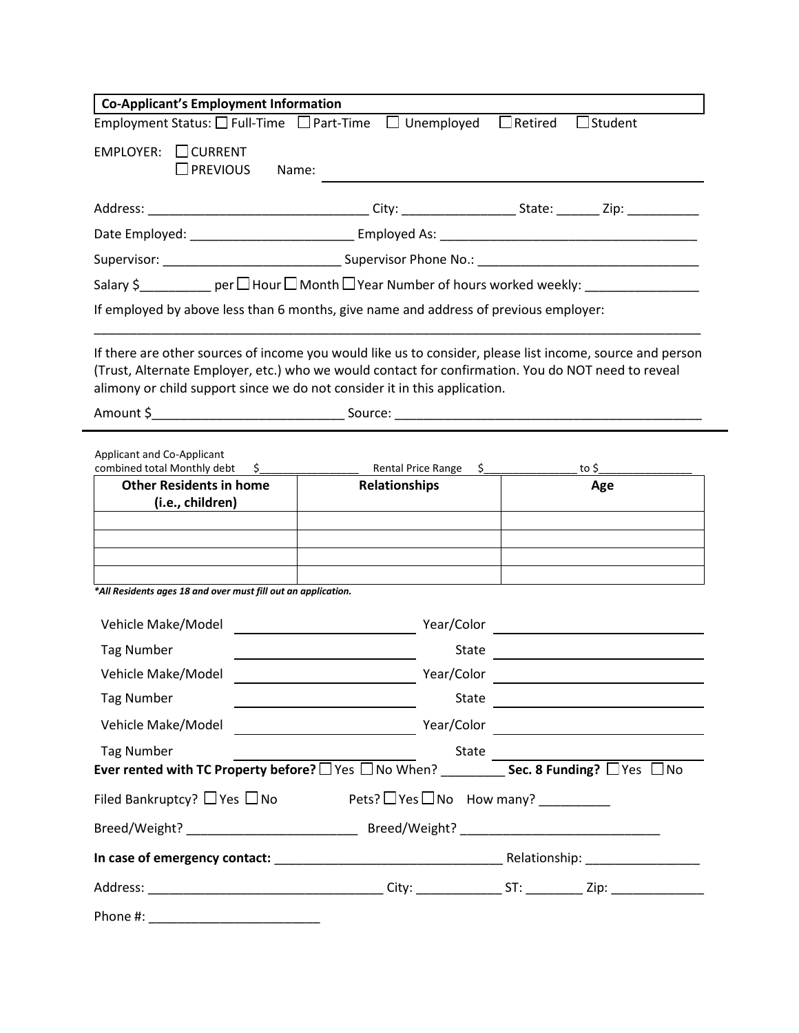**Co-Applicant's Employment Information**

Employment Status: ☐ Full-Time ☐ Part-Time ☐ Unemployed ☐ Retired ☐ Student

EMPLOYER: ☐ CURRENT
☐ PREVIOUS Name: ______________________________

Address: _______________________________ City: ________________ State: ______ Zip: __________

Date Employed: ______________________ Employed As: ____________________________________

Supervisor: ________________________ Supervisor Phone No.: ______________________________

Salary $__________ per ☐ Hour ☐ Month ☐ Year Number of hours worked weekly: ________________

If employed by above less than 6 months, give name and address of previous employer:

_____________________________________________________________________________________

If there are other sources of income you would like us to consider, please list income, source and person (Trust, Alternate Employer, etc.) who we would contact for confirmation. You do NOT need to reveal alimony or child support since we do not consider it in this application.

Amount $__________________________ Source: ___________________________________________

---

Applicant and Co-Applicant combined total Monthly debt $________________ Rental Price Range $_______________ to $_______________

| Other Residents in home (i.e., children) | Relationships | Age |
|---|---|---|
| | | |
| | | |
| | | |
| | | |

***All Residents ages 18 and over must fill out an application.***

Vehicle Make/Model ________________________ Year/Color ________________________

Tag Number ________________________ State ________________________

Vehicle Make/Model ________________________ Year/Color ________________________

Tag Number ________________________ State ________________________

Vehicle Make/Model ________________________ Year/Color ________________________

Tag Number ________________________ State ________________________

**Ever rented with TC Property before?** ☐ Yes ☐ No When? _________ **Sec. 8 Funding?** ☐ Yes ☐ No

Filed Bankruptcy? ☐ Yes ☐ No Pets? ☐ Yes ☐ No How many? __________

Breed/Weight? ________________________ Breed/Weight? ____________________________

**In case of emergency contact:** _______________________________ Relationship: ________________

Address: _________________________________ City: ____________ ST: ________ Zip: _____________

Phone #: ________________________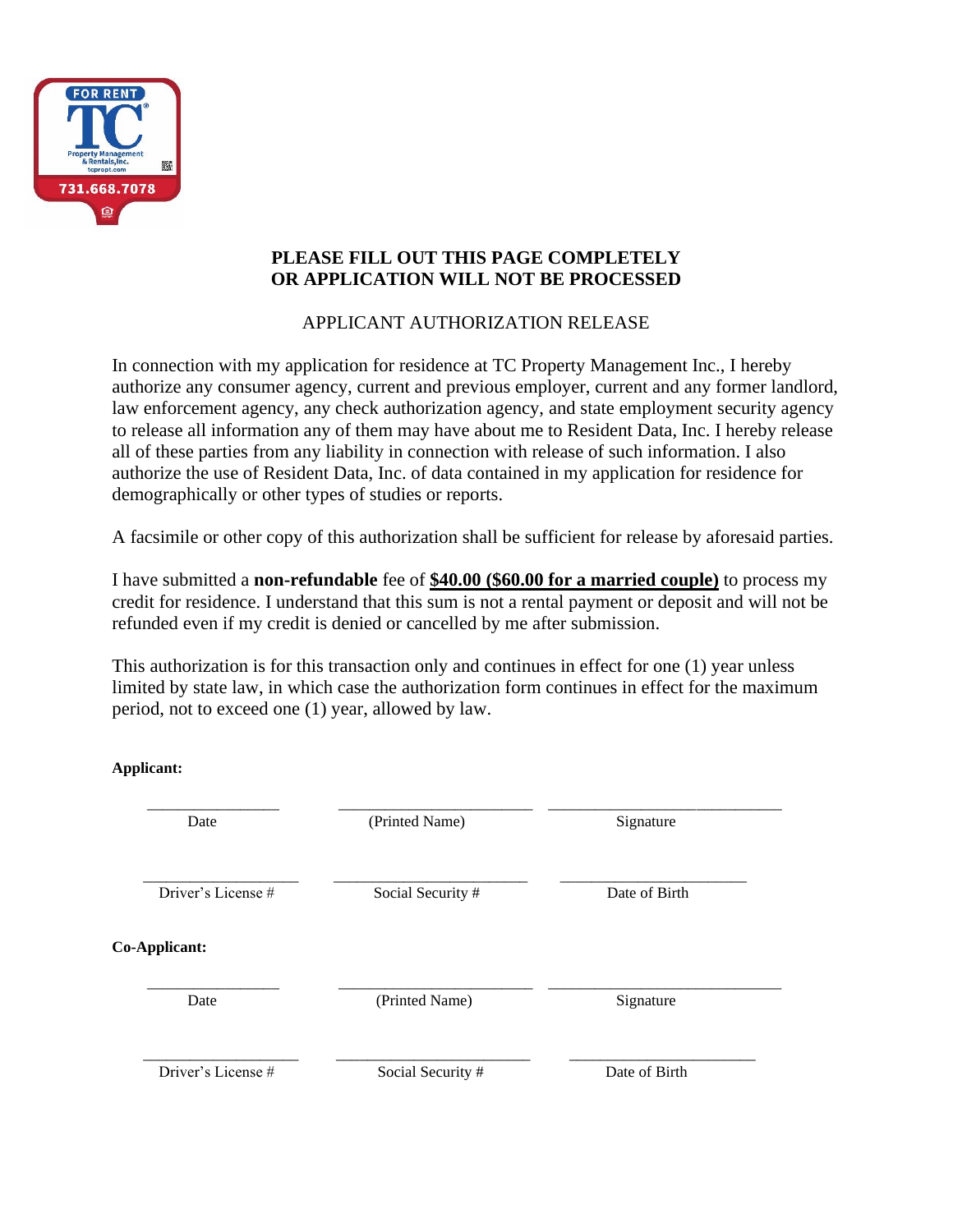**PLEASE FILL OUT THIS PAGE COMPLETELY OR APPLICATION WILL NOT BE PROCESSED**

APPLICANT AUTHORIZATION RELEASE

In connection with my application for residence at TC Property Management Inc., I hereby authorize any consumer agency, current and previous employer, current and any former landlord, law enforcement agency, any check authorization agency, and state employment security agency to release all information any of them may have about me to Resident Data, Inc. I hereby release all of these parties from any liability in connection with release of such information. I also authorize the use of Resident Data, Inc. of data contained in my application for residence for demographically or other types of studies or reports.

A facsimile or other copy of this authorization shall be sufficient for release by aforesaid parties.

I have submitted a **non-refundable** fee of **$40.00 ($60.00 for a married couple)** to process my credit for residence. I understand that this sum is not a rental payment or deposit and will not be refunded even if my credit is denied or cancelled by me after submission.

This authorization is for this transaction only and continues in effect for one (1) year unless limited by state law, in which case the authorization form continues in effect for the maximum period, not to exceed one (1) year, allowed by law.

**Applicant:**

| ________________ | ________________________ | ____________________________ |
|---|---|---|
| Date | (Printed Name) | Signature |
| ________________ | ________________________ | ____________________________ |
| Driver's License # | Social Security # | Date of Birth |

**Co-Applicant:**

| ________________ | ________________________ | ____________________________ |
|---|---|---|
| Date | (Printed Name) | Signature |
| ________________ | ________________________ | ____________________________ |
| Driver's License # | Social Security # | Date of Birth |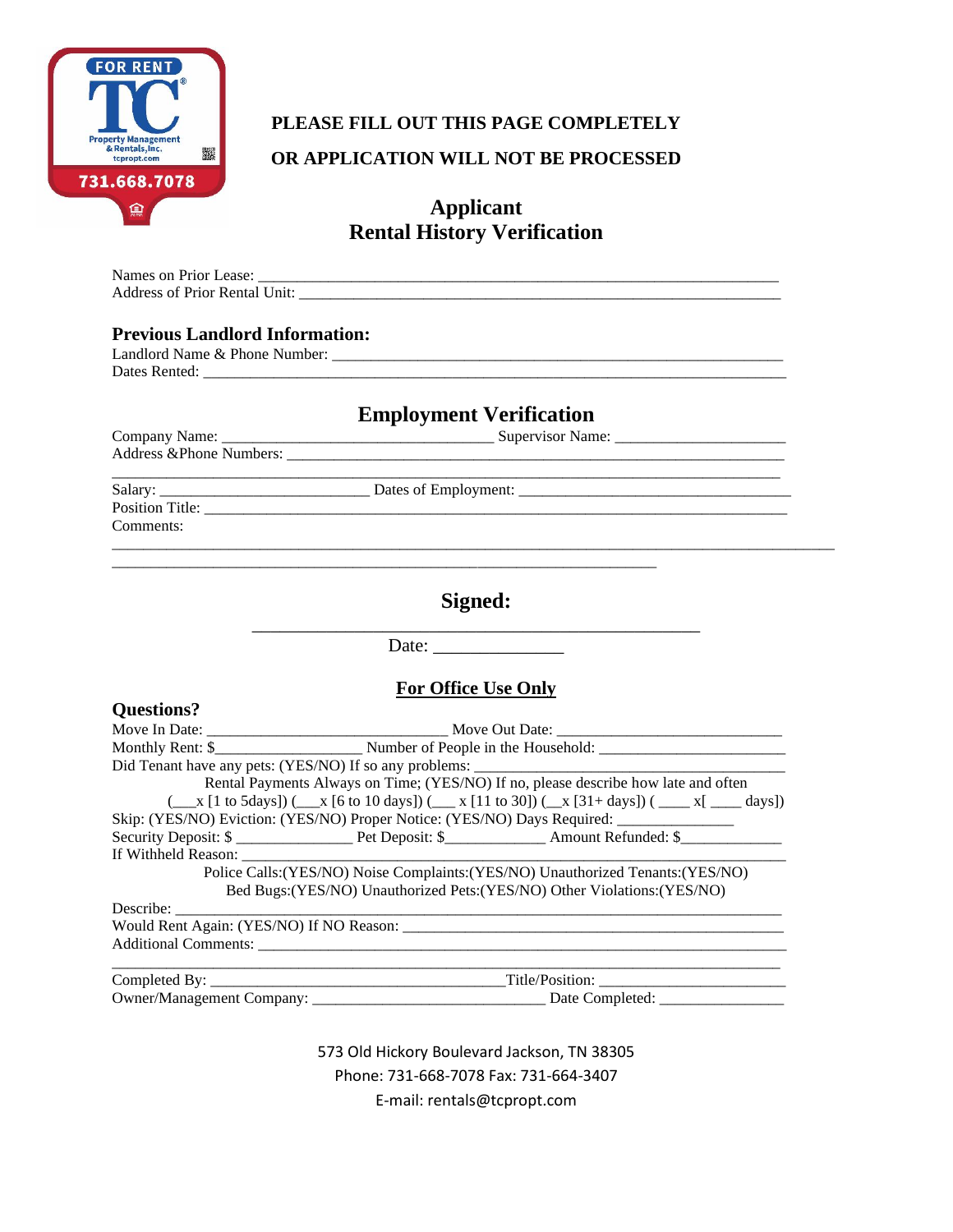FOR RENT
TC
Property Management & Rentals, Inc.
tcpropt.com
731.668.7078

**PLEASE FILL OUT THIS PAGE COMPLETELY**

**OR APPLICATION WILL NOT BE PROCESSED**

## Applicant
## Rental History Verification

Names on Prior Lease: ___________________________________________________________________
Address of Prior Rental Unit: ______________________________________________________________

### Previous Landlord Information:

Landlord Name & Phone Number: ____________________________________________________________
Dates Rented: ___________________________________________________________________________

## Employment Verification

Company Name: __________________________________ Supervisor Name: _____________________
Address &Phone Numbers: _________________________________________________________________
_________________________________________________________________________________________
Salary: __________________________ Dates of Employment: ___________________________________
Position Title: ____________________________________________________________________________
Comments:
_________________________________________________________________________________________
_________________________________________________________________________________________

## Signed:

___________________________________________________
Date: ______________

**For Office Use Only**

### Questions?

Move In Date: ______________________________ Move Out Date: ____________________________
Monthly Rent: $__________________ Number of People in the Household: _______________________
Did Tenant have any pets: (YES/NO) If so any problems: ______________________________________
Rental Payments Always on Time; (YES/NO) If no, please describe how late and often
(___x [1 to 5days]) (___x [6 to 10 days]) (___ x [11 to 30]) (__x [31+ days]) ( ____ x[ ____ days])
Skip: (YES/NO) Eviction: (YES/NO) Proper Notice: (YES/NO) Days Required: _______________
Security Deposit: $ _______________ Pet Deposit: $_____________ Amount Refunded: $_____________
If Withheld Reason: _________________________________________________________________
Police Calls:(YES/NO) Noise Complaints:(YES/NO) Unauthorized Tenants:(YES/NO)
Bed Bugs:(YES/NO) Unauthorized Pets:(YES/NO) Other Violations:(YES/NO)
Describe: ___________________________________________________________________________
Would Rent Again: (YES/NO) If NO Reason: ____________________________________________
Additional Comments: _________________________________________________________________
_________________________________________________________________________________________
Completed By: ____________________________________Title/Position: _______________________
Owner/Management Company: ______________________________ Date Completed: ________________

573 Old Hickory Boulevard Jackson, TN 38305
Phone: 731-668-7078 Fax: 731-664-3407
E-mail: rentals@tcpropt.com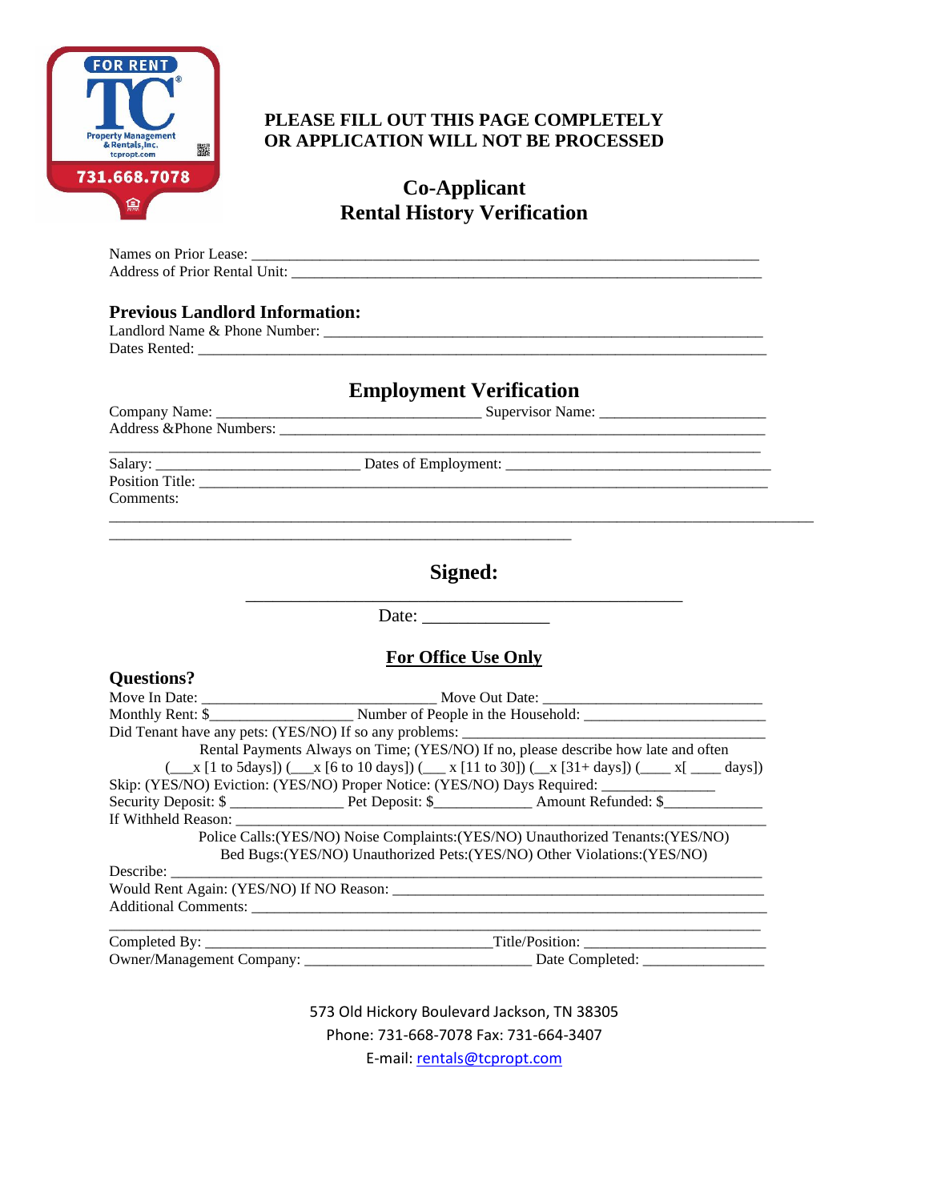FOR RENT
TC
Property Management & Rentals, Inc.
tcpropt.com
731.668.7078

**PLEASE FILL OUT THIS PAGE COMPLETELY OR APPLICATION WILL NOT BE PROCESSED**

## Co-Applicant
## Rental History Verification

Names on Prior Lease: ___________________________________________________________________
Address of Prior Rental Unit: ______________________________________________________________

### Previous Landlord Information:

Landlord Name & Phone Number: ___________________________________________________________
Dates Rented: ____________________________________________________________________________

## Employment Verification

Company Name: __________________________________ Supervisor Name: _____________________
Address &Phone Numbers: __________________________________________________________________
_______________________________________________________________________________________
Salary: __________________________ Dates of Employment: ___________________________________
Position Title: ____________________________________________________________________________
Comments:
_______________________________________________________________________________________
___________________________________________________________

## Signed:

_______________________________________________
Date: ______________

## For Office Use Only

### Questions?

Move In Date: ______________________________ Move Out Date: ____________________________
Monthly Rent: $__________________ Number of People in the Household: ________________________
Did Tenant have any pets: (YES/NO) If so any problems: _______________________________________
Rental Payments Always on Time; (YES/NO) If no, please describe how late and often
(___x [1 to 5days]) (___x [6 to 10 days]) (___ x [11 to 30]) (__x [31+ days]) (____ x[ ____ days])
Skip: (YES/NO) Eviction: (YES/NO) Proper Notice: (YES/NO) Days Required: ______________
Security Deposit: $ _______________ Pet Deposit: $____________ Amount Refunded: $____________
If Withheld Reason: ________________________________________________________________________
Police Calls:(YES/NO) Noise Complaints:(YES/NO) Unauthorized Tenants:(YES/NO)
Bed Bugs:(YES/NO) Unauthorized Pets:(YES/NO) Other Violations:(YES/NO)
Describe: _________________________________________________________________________________
Would Rent Again: (YES/NO) If NO Reason: _________________________________________________
Additional Comments: _______________________________________________________________________
_______________________________________________________________________________________
Completed By: _____________________________________Title/Position: _______________________
Owner/Management Company: ______________________________ Date Completed: ________________

573 Old Hickory Boulevard Jackson, TN 38305
Phone: 731-668-7078 Fax: 731-664-3407
E-mail: rentals@tcpropt.com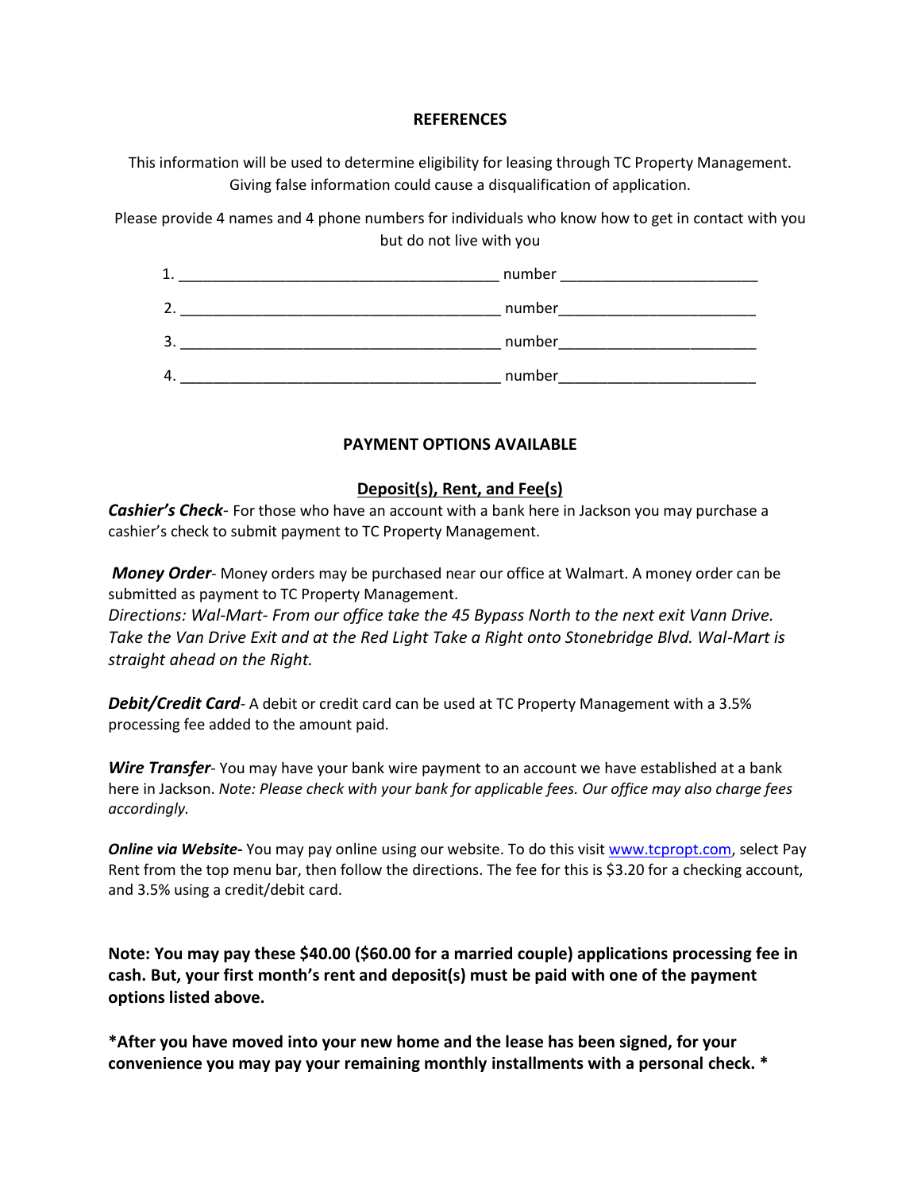**REFERENCES**

This information will be used to determine eligibility for leasing through TC Property Management. Giving false information could cause a disqualification of application.

Please provide 4 names and 4 phone numbers for individuals who know how to get in contact with you but do not live with you

1. ______________________________________ number ______________________
2. ______________________________________ number ______________________
3. ______________________________________ number ______________________
4. ______________________________________ number ______________________

**PAYMENT OPTIONS AVAILABLE**

**Deposit(s), Rent, and Fee(s)**

***Cashier's Check***- For those who have an account with a bank here in Jackson you may purchase a cashier's check to submit payment to TC Property Management.

***Money Order***- Money orders may be purchased near our office at Walmart. A money order can be submitted as payment to TC Property Management.
*Directions: Wal-Mart- From our office take the 45 Bypass North to the next exit Vann Drive. Take the Van Drive Exit and at the Red Light Take a Right onto Stonebridge Blvd. Wal-Mart is straight ahead on the Right.*

***Debit/Credit Card***- A debit or credit card can be used at TC Property Management with a 3.5% processing fee added to the amount paid.

***Wire Transfer***- You may have your bank wire payment to an account we have established at a bank here in Jackson. *Note: Please check with your bank for applicable fees. Our office may also charge fees accordingly.*

***Online via Website-*** You may pay online using our website. To do this visit www.tcpropt.com, select Pay Rent from the top menu bar, then follow the directions. The fee for this is $3.20 for a checking account, and 3.5% using a credit/debit card.

**Note: You may pay these $40.00 ($60.00 for a married couple) applications processing fee in cash. But, your first month's rent and deposit(s) must be paid with one of the payment options listed above.**

**\*After you have moved into your new home and the lease has been signed, for your convenience you may pay your remaining monthly installments with a personal check. \***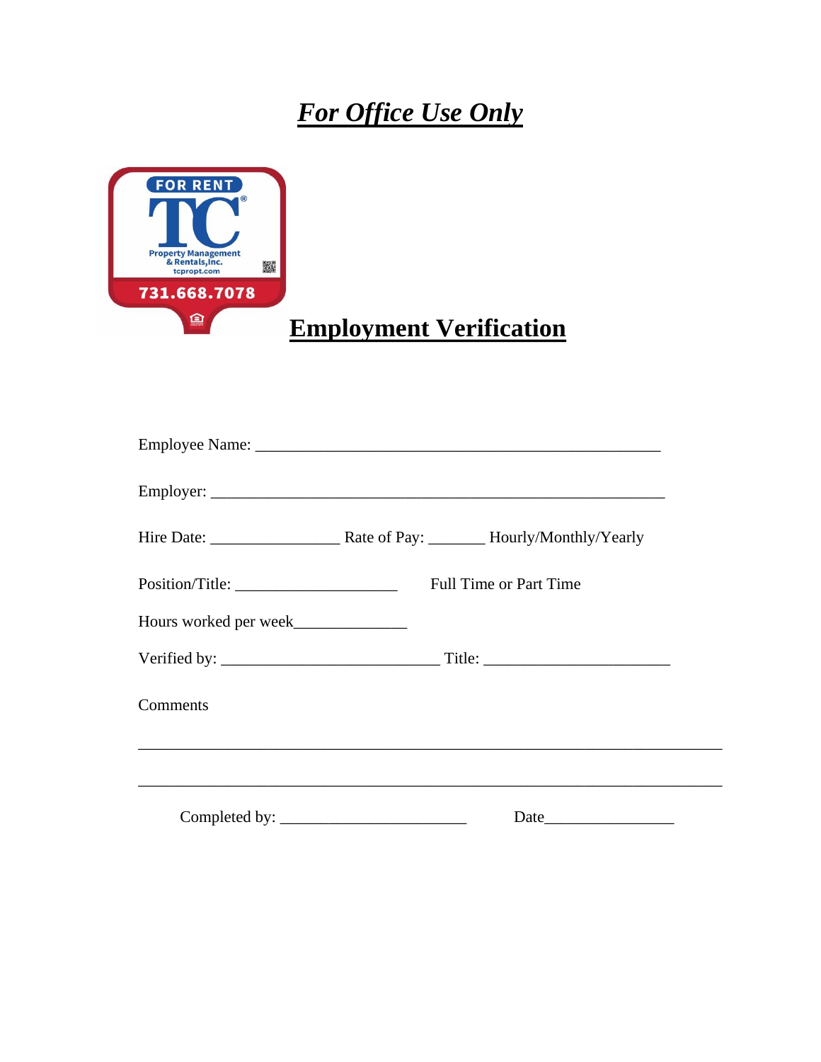## *For Office Use Only*

FOR RENT

TC®

Property Management & Rentals, Inc.

tcpropt.com

731.668.7078

# Employment Verification

Employee Name: ____________________________________________________

Employer: _________________________________________________________

Hire Date: ________________ Rate of Pay: _______ Hourly/Monthly/Yearly

Position/Title: ____________________ Full Time or Part Time

Hours worked per week______________

Verified by: ___________________________ Title: _______________________

Comments

_________________________________________________________________________

_________________________________________________________________________

Completed by: _______________________ Date________________